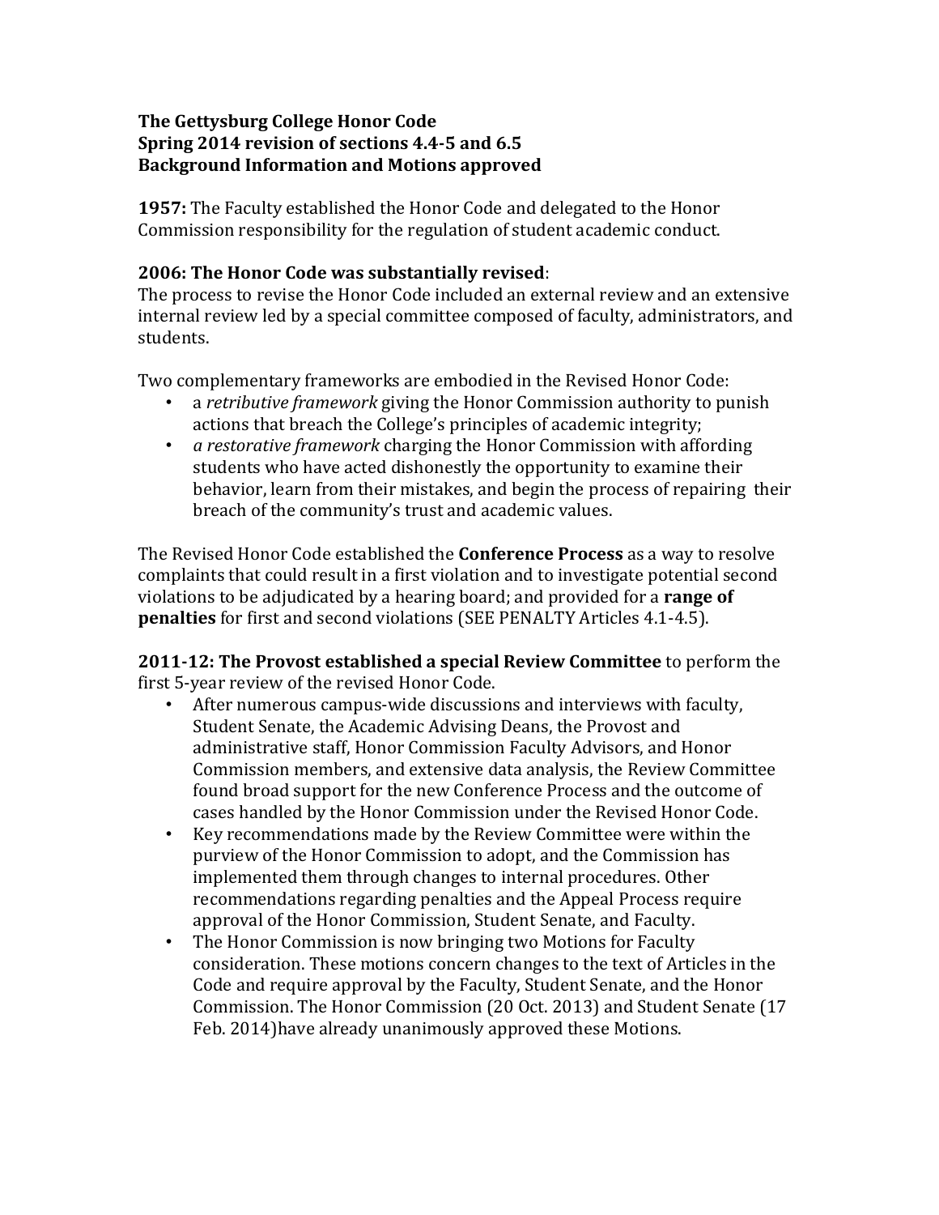**The Gettysburg College Honor Code**
**Spring 2014 revision of sections 4.4-5 and 6.5**
**Background Information and Motions approved**

**1957:** The Faculty established the Honor Code and delegated to the Honor Commission responsibility for the regulation of student academic conduct.

**2006: The Honor Code was substantially revised**:
The process to revise the Honor Code included an external review and an extensive internal review led by a special committee composed of faculty, administrators, and students.

Two complementary frameworks are embodied in the Revised Honor Code:

- a *retributive framework* giving the Honor Commission authority to punish actions that breach the College's principles of academic integrity;
- *a restorative framework* charging the Honor Commission with affording students who have acted dishonestly the opportunity to examine their behavior, learn from their mistakes, and begin the process of repairing their breach of the community's trust and academic values.

The Revised Honor Code established the **Conference Process** as a way to resolve complaints that could result in a first violation and to investigate potential second violations to be adjudicated by a hearing board; and provided for a **range of penalties** for first and second violations (SEE PENALTY Articles 4.1-4.5).

**2011-12: The Provost established a special Review Committee** to perform the first 5-year review of the revised Honor Code.

- After numerous campus-wide discussions and interviews with faculty, Student Senate, the Academic Advising Deans, the Provost and administrative staff, Honor Commission Faculty Advisors, and Honor Commission members, and extensive data analysis, the Review Committee found broad support for the new Conference Process and the outcome of cases handled by the Honor Commission under the Revised Honor Code.
- Key recommendations made by the Review Committee were within the purview of the Honor Commission to adopt, and the Commission has implemented them through changes to internal procedures. Other recommendations regarding penalties and the Appeal Process require approval of the Honor Commission, Student Senate, and Faculty.
- The Honor Commission is now bringing two Motions for Faculty consideration. These motions concern changes to the text of Articles in the Code and require approval by the Faculty, Student Senate, and the Honor Commission. The Honor Commission (20 Oct. 2013) and Student Senate (17 Feb. 2014)have already unanimously approved these Motions.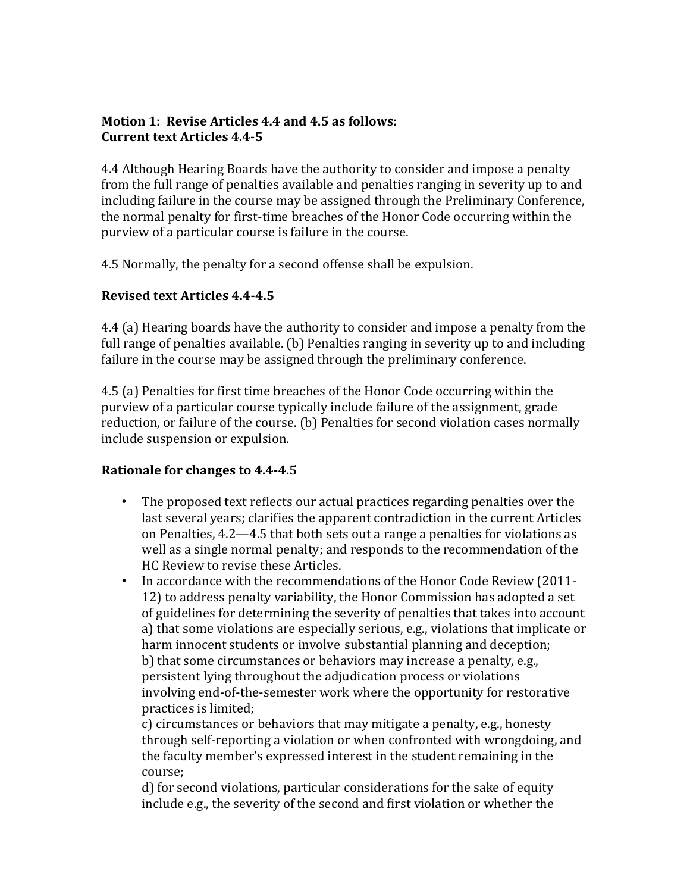**Motion 1: Revise Articles 4.4 and 4.5 as follows:**
**Current text Articles 4.4-5**

4.4 Although Hearing Boards have the authority to consider and impose a penalty from the full range of penalties available and penalties ranging in severity up to and including failure in the course may be assigned through the Preliminary Conference, the normal penalty for first-time breaches of the Honor Code occurring within the purview of a particular course is failure in the course.

4.5 Normally, the penalty for a second offense shall be expulsion.

**Revised text Articles 4.4-4.5**

4.4 (a) Hearing boards have the authority to consider and impose a penalty from the full range of penalties available. (b) Penalties ranging in severity up to and including failure in the course may be assigned through the preliminary conference.

4.5 (a) Penalties for first time breaches of the Honor Code occurring within the purview of a particular course typically include failure of the assignment, grade reduction, or failure of the course. (b) Penalties for second violation cases normally include suspension or expulsion.

**Rationale for changes to 4.4-4.5**

- The proposed text reflects our actual practices regarding penalties over the last several years; clarifies the apparent contradiction in the current Articles on Penalties, 4.2—4.5 that both sets out a range a penalties for violations as well as a single normal penalty; and responds to the recommendation of the HC Review to revise these Articles.
- In accordance with the recommendations of the Honor Code Review (2011-12) to address penalty variability, the Honor Commission has adopted a set of guidelines for determining the severity of penalties that takes into account a) that some violations are especially serious, e.g., violations that implicate or harm innocent students or involve substantial planning and deception;
  b) that some circumstances or behaviors may increase a penalty, e.g., persistent lying throughout the adjudication process or violations involving end-of-the-semester work where the opportunity for restorative practices is limited;
  c) circumstances or behaviors that may mitigate a penalty, e.g., honesty through self-reporting a violation or when confronted with wrongdoing, and the faculty member's expressed interest in the student remaining in the course;
  d) for second violations, particular considerations for the sake of equity include e.g., the severity of the second and first violation or whether the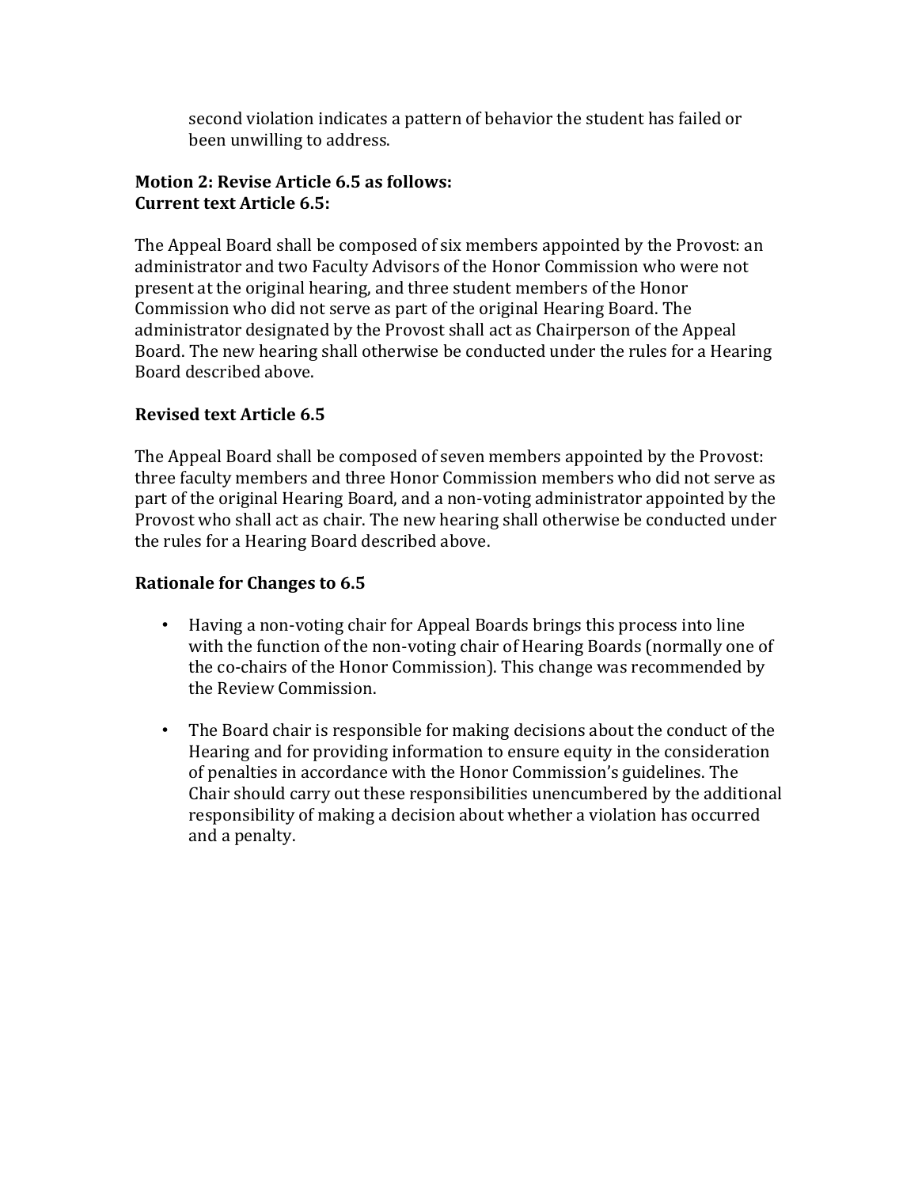second violation indicates a pattern of behavior the student has failed or been unwilling to address.

**Motion 2: Revise Article 6.5 as follows:**
**Current text Article 6.5:**

The Appeal Board shall be composed of six members appointed by the Provost: an administrator and two Faculty Advisors of the Honor Commission who were not present at the original hearing, and three student members of the Honor Commission who did not serve as part of the original Hearing Board. The administrator designated by the Provost shall act as Chairperson of the Appeal Board. The new hearing shall otherwise be conducted under the rules for a Hearing Board described above.

**Revised text Article 6.5**

The Appeal Board shall be composed of seven members appointed by the Provost: three faculty members and three Honor Commission members who did not serve as part of the original Hearing Board, and a non-voting administrator appointed by the Provost who shall act as chair. The new hearing shall otherwise be conducted under the rules for a Hearing Board described above.

**Rationale for Changes to 6.5**

- Having a non-voting chair for Appeal Boards brings this process into line with the function of the non-voting chair of Hearing Boards (normally one of the co-chairs of the Honor Commission). This change was recommended by the Review Commission.

- The Board chair is responsible for making decisions about the conduct of the Hearing and for providing information to ensure equity in the consideration of penalties in accordance with the Honor Commission's guidelines. The Chair should carry out these responsibilities unencumbered by the additional responsibility of making a decision about whether a violation has occurred and a penalty.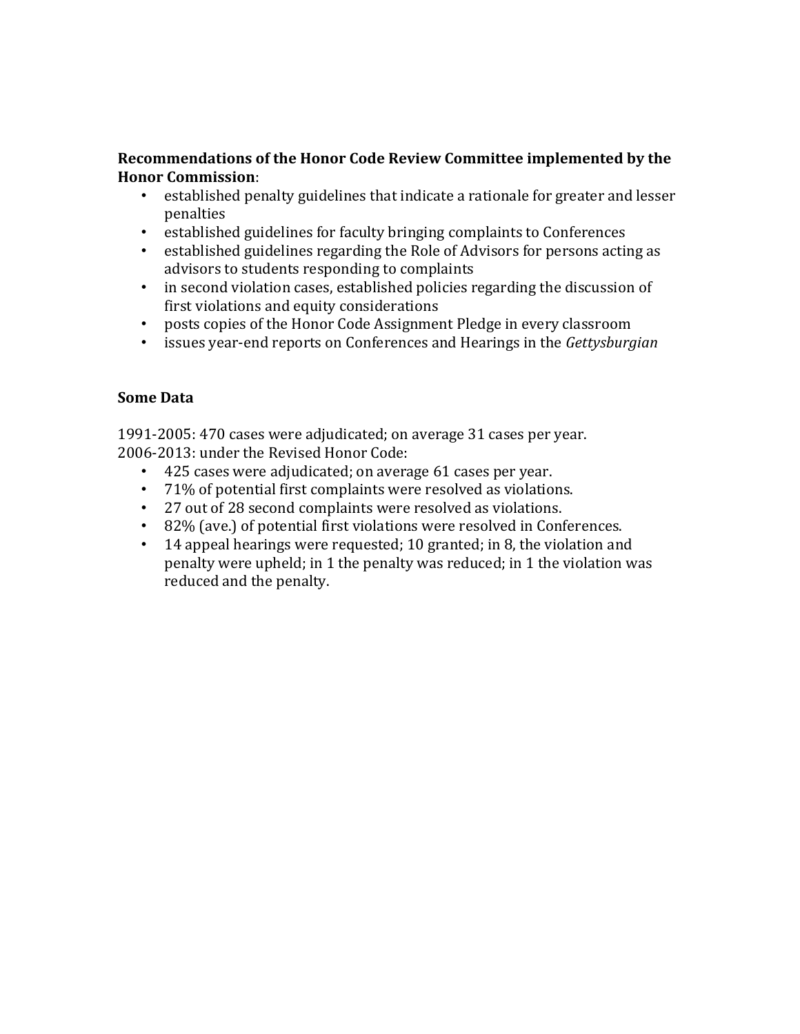**Recommendations of the Honor Code Review Committee implemented by the Honor Commission**:

- established penalty guidelines that indicate a rationale for greater and lesser penalties
- established guidelines for faculty bringing complaints to Conferences
- established guidelines regarding the Role of Advisors for persons acting as advisors to students responding to complaints
- in second violation cases, established policies regarding the discussion of first violations and equity considerations
- posts copies of the Honor Code Assignment Pledge in every classroom
- issues year-end reports on Conferences and Hearings in the *Gettysburgian*

**Some Data**

1991-2005: 470 cases were adjudicated; on average 31 cases per year.
2006-2013: under the Revised Honor Code:

- 425 cases were adjudicated; on average 61 cases per year.
- 71% of potential first complaints were resolved as violations.
- 27 out of 28 second complaints were resolved as violations.
- 82% (ave.) of potential first violations were resolved in Conferences.
- 14 appeal hearings were requested; 10 granted; in 8, the violation and penalty were upheld; in 1 the penalty was reduced; in 1 the violation was reduced and the penalty.